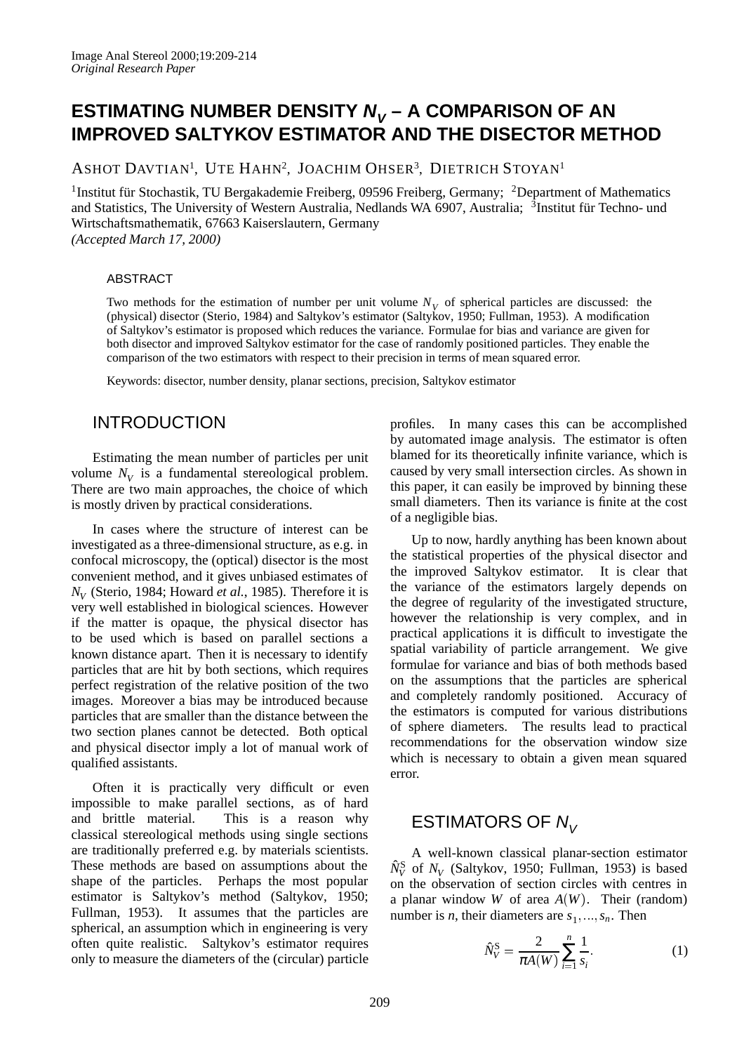Original Research Paper

# ESTIMATING NUMBER DENSITY $N_V$ – A COMPARISON OF AN IMPROVED SALTYKOV ESTIMATOR AND THE DISECTOR METHOD

ASHOT DAVTIAN[1], UTE HAHN[2], JOACHIM OHSER[3], DIETRICH STOYAN[1]

[1]Institut für Stochastik, TU Bergakademie Freiberg, 09596 Freiberg, Germany; [2]Department of Mathematics and Statistics, The University of Western Australia, Nedlands WA 6907, Australia; [3]Institut für Techno- und Wirtschaftsmathematik, 67663 Kaiserslautern, Germany

*(Accepted March 17, 2000)*

## ABSTRACT

Two methods for the estimation of number per unit volume $N_V$ of spherical particles are discussed: the (physical) disector (Sterio, 1984) and Saltykov's estimator (Saltykov, 1950; Fullman, 1953). A modification of Saltykov's estimator is proposed which reduces the variance. Formulae for bias and variance are given for both disector and improved Saltykov estimator for the case of randomly positioned particles. They enable the comparison of the two estimators with respect to their precision in terms of mean squared error.

Keywords: disector, number density, planar sections, precision, Saltykov estimator

## INTRODUCTION

Estimating the mean number of particles per unit volume $N_V$ is a fundamental stereological problem. There are two main approaches, the choice of which is mostly driven by practical considerations.

In cases where the structure of interest can be investigated as a three-dimensional structure, as e.g. in confocal microscopy, the (optical) disector is the most convenient method, and it gives unbiased estimates of $N_V$ (Sterio, 1984; Howard *et al.*, 1985). Therefore it is very well established in biological sciences. However if the matter is opaque, the physical disector has to be used which is based on parallel sections a known distance apart. Then it is necessary to identify particles that are hit by both sections, which requires perfect registration of the relative position of the two images. Moreover a bias may be introduced because particles that are smaller than the distance between the two section planes cannot be detected. Both optical and physical disector imply a lot of manual work of qualified assistants.

Often it is practically very difficult or even impossible to make parallel sections, as of hard and brittle material. This is a reason why classical stereological methods using single sections are traditionally preferred e.g. by materials scientists. These methods are based on assumptions about the shape of the particles. Perhaps the most popular estimator is Saltykov's method (Saltykov, 1950; Fullman, 1953). It assumes that the particles are spherical, an assumption which in engineering is very often quite realistic. Saltykov's estimator requires only to measure the diameters of the (circular) particle profiles. In many cases this can be accomplished by automated image analysis. The estimator is often blamed for its theoretically infinite variance, which is caused by very small intersection circles. As shown in this paper, it can easily be improved by binning these small diameters. Then its variance is finite at the cost of a negligible bias.

Up to now, hardly anything has been known about the statistical properties of the physical disector and the improved Saltykov estimator. It is clear that the variance of the estimators largely depends on the degree of regularity of the investigated structure, however the relationship is very complex, and in practical applications it is difficult to investigate the spatial variability of particle arrangement. We give formulae for variance and bias of both methods based on the assumptions that the particles are spherical and completely randomly positioned. Accuracy of the estimators is computed for various distributions of sphere diameters. The results lead to practical recommendations for the observation window size which is necessary to obtain a given mean squared error.

## ESTIMATORS OF $N_V$

A well-known classical planar-section estimator $\hat{N}_V^S$ of $N_V$ (Saltykov, 1950; Fullman, 1953) is based on the observation of section circles with centres in a planar window $W$ of area $A(W)$. Their (random) number is $n$, their diameters are $s_1, \ldots, s_n$. Then

$$\hat{N}_V^S = \frac{2}{\pi A(W)} \sum_{i=1}^{n} \frac{1}{s_i}. \tag{1}$$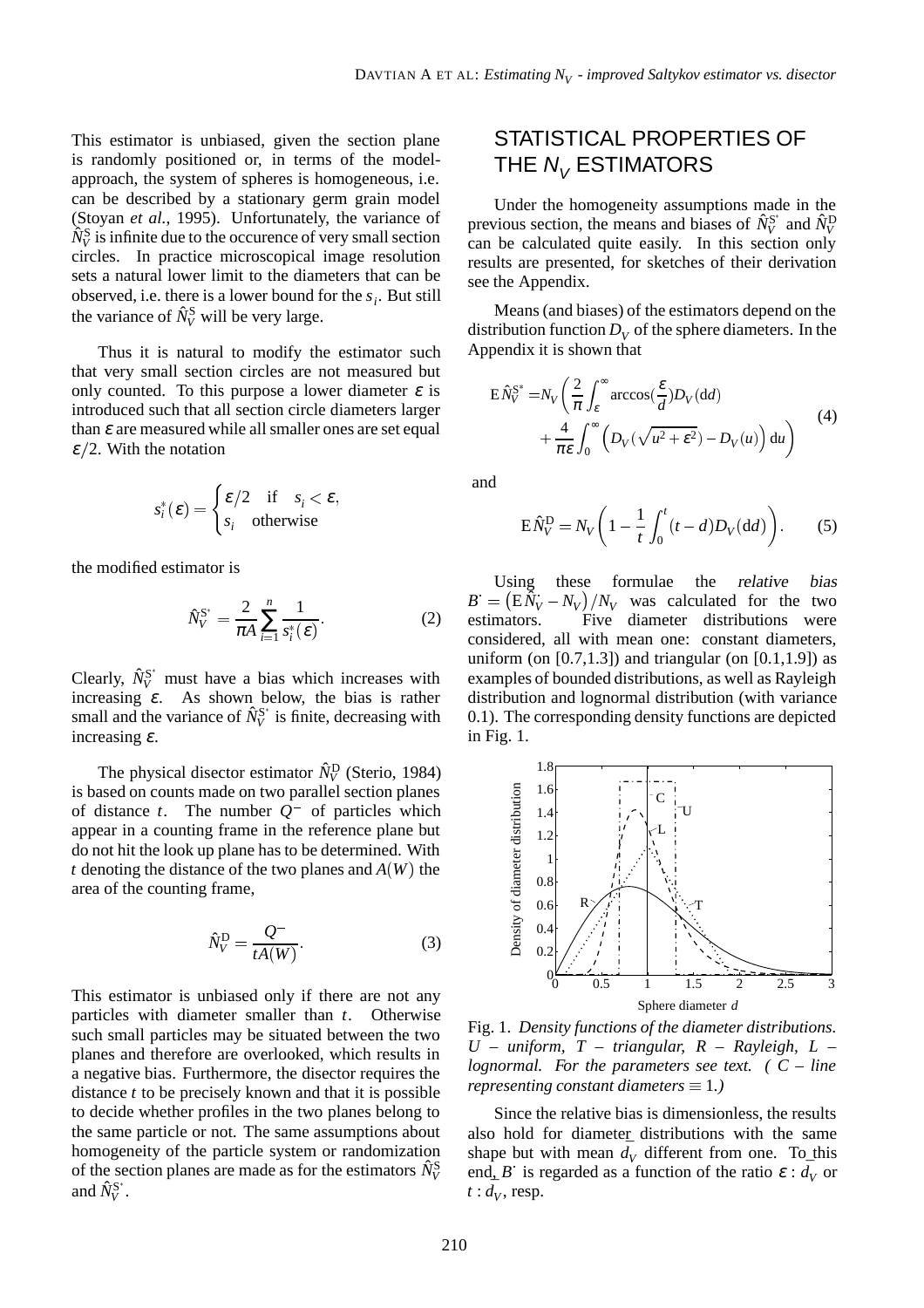This estimator is unbiased, given the section plane is randomly positioned or, in terms of the model-approach, the system of spheres is homogeneous, i.e. can be described by a stationary germ grain model (Stoyan *et al.*, 1995). Unfortunately, the variance of $\hat{N}_V^{\mathrm{S}}$ is infinite due to the occurence of very small section circles. In practice microscopical image resolution sets a natural lower limit to the diameters that can be observed, i.e. there is a lower bound for the $s_i$. But still the variance of $\hat{N}_V^{\mathrm{S}}$ will be very large.

Thus it is natural to modify the estimator such that very small section circles are not measured but only counted. To this purpose a lower diameter $\varepsilon$ is introduced such that all section circle diameters larger than $\varepsilon$ are measured while all smaller ones are set equal $\varepsilon/2$. With the notation

$$s_i^*(\varepsilon) = \begin{cases} \varepsilon/2 & \text{if} \quad s_i < \varepsilon, \\ s_i & \text{otherwise} \end{cases}$$

the modified estimator is

$$\hat{N}_V^{\mathrm{S}^*} = \frac{2}{\pi A} \sum_{i=1}^{n} \frac{1}{s_i^*(\varepsilon)}. \tag{2}$$

Clearly, $\hat{N}_V^{\mathrm{S}^*}$ must have a bias which increases with increasing $\varepsilon$. As shown below, the bias is rather small and the variance of $\hat{N}_V^{\mathrm{S}^*}$ is finite, decreasing with increasing $\varepsilon$.

The physical disector estimator $\hat{N}_V^{\mathrm{D}}$ (Sterio, 1984) is based on counts made on two parallel section planes of distance $t$. The number $Q^-$ of particles which appear in a counting frame in the reference plane but do not hit the look up plane has to be determined. With $t$ denoting the distance of the two planes and $A(W)$ the area of the counting frame,

$$\hat{N}_V^{\mathrm{D}} = \frac{Q^-}{tA(W)}. \tag{3}$$

This estimator is unbiased only if there are not any particles with diameter smaller than $t$. Otherwise such small particles may be situated between the two planes and therefore are overlooked, which results in a negative bias. Furthermore, the disector requires the distance $t$ to be precisely known and that it is possible to decide whether profiles in the two planes belong to the same particle or not. The same assumptions about homogeneity of the particle system or randomization of the section planes are made as for the estimators $\hat{N}_V^{\mathrm{S}}$ and $\hat{N}_V^{\mathrm{S}^*}$.

## STATISTICAL PROPERTIES OF THE $N_V$ ESTIMATORS

Under the homogeneity assumptions made in the previous section, the means and biases of $\hat{N}_V^{\mathrm{S}^*}$ and $\hat{N}_V^{\mathrm{D}}$ can be calculated quite easily. In this section only results are presented, for sketches of their derivation see the Appendix.

Means (and biases) of the estimators depend on the distribution function $D_V$ of the sphere diameters. In the Appendix it is shown that

$$\begin{aligned} \mathrm{E}\,\hat{N}_V^{\mathrm{S}^*} = N_V \bigg( & \frac{2}{\pi} \int_{\varepsilon}^{\infty} \arccos(\frac{\varepsilon}{d}) D_V(\mathrm{d}d) \\ & + \frac{4}{\pi\varepsilon} \int_0^{\infty} \Big( D_V(\sqrt{u^2+\varepsilon^2}) - D_V(u) \Big) \,\mathrm{d}u \bigg) \end{aligned} \tag{4}$$

and

$$\mathrm{E}\,\hat{N}_V^{\mathrm{D}} = N_V \left( 1 - \frac{1}{t} \int_0^t (t-d) D_V(\mathrm{d}d) \right). \tag{5}$$

Using these formulae the *relative bias* $B^{\cdot} = \left(\mathrm{E}\,\hat{N}_V^{\cdot} - N_V\right)/N_V$ was calculated for the two estimators. Five diameter distributions were considered, all with mean one: constant diameters, uniform (on [0.7,1.3]) and triangular (on [0.1,1.9]) as examples of bounded distributions, as well as Rayleigh distribution and lognormal distribution (with variance 0.1). The corresponding density functions are depicted in Fig. 1.

Fig. 1. *Density functions of the diameter distributions. U – uniform, T – triangular, R – Rayleigh, L – lognormal. For the parameters see text. ( C – line representing constant diameters $\equiv 1$.)*

Since the relative bias is dimensionless, the results also hold for diameter distributions with the same shape but with mean $\bar{d}_V$ different from one. To this end, $B^{\cdot}$ is regarded as a function of the ratio $\varepsilon : \bar{d}_V$ or $t : \bar{d}_V$, resp.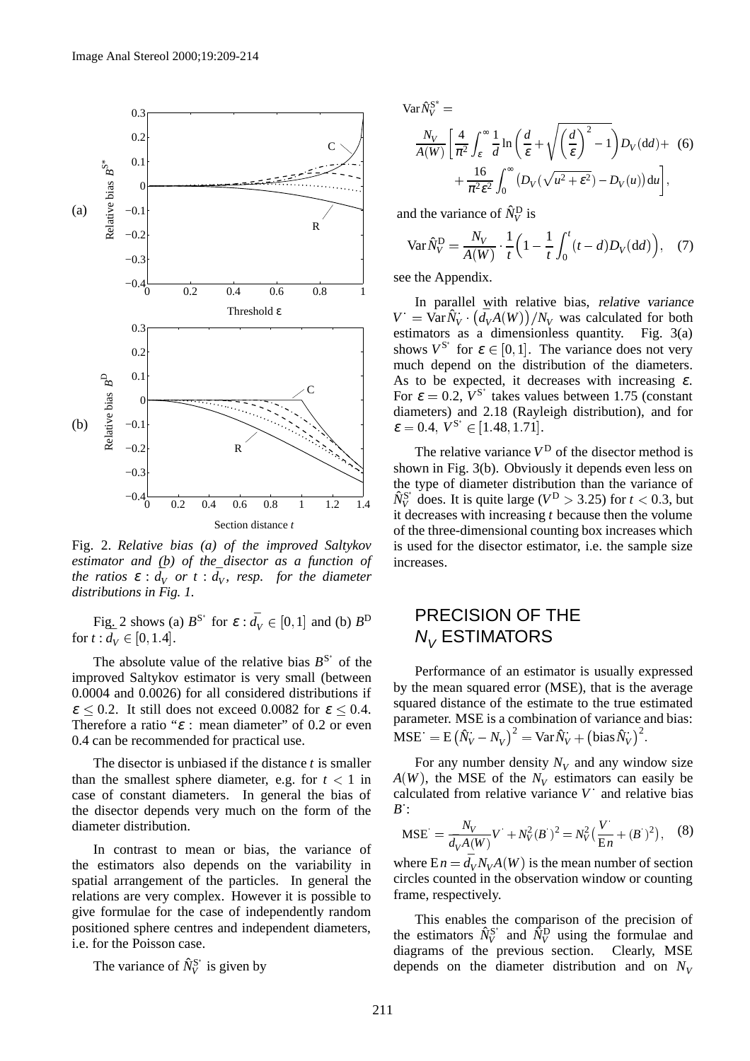Fig. 2. *Relative bias (a) of the improved Saltykov estimator and (b) of the disector as a function of the ratios $\varepsilon : \bar{d}_V$ or $t : \bar{d}_V$, resp. for the diameter distributions in Fig. 1.*

Fig. 2 shows (a) $B^{S^*}$ for $\varepsilon : \bar{d}_V \in [0,1]$ and (b) $B^{D}$ for $t : \bar{d}_V \in [0,1.4]$.

The absolute value of the relative bias $B^{S^*}$ of the improved Saltykov estimator is very small (between 0.0004 and 0.0026) for all considered distributions if $\varepsilon \leq 0.2$. It still does not exceed 0.0082 for $\varepsilon \leq 0.4$. Therefore a ratio "$\varepsilon$ : mean diameter" of 0.2 or even 0.4 can be recommended for practical use.

The disector is unbiased if the distance $t$ is smaller than the smallest sphere diameter, e.g. for $t < 1$ in case of constant diameters. In general the bias of the disector depends very much on the form of the diameter distribution.

In contrast to mean or bias, the variance of the estimators also depends on the variability in spatial arrangement of the particles. In general the relations are very complex. However it is possible to give formulae for the case of independently random positioned sphere centres and independent diameters, i.e. for the Poisson case.

The variance of $\hat{N}_V^{S^*}$ is given by

$$\operatorname{Var}\hat{N}_V^{S^*} = \frac{N_V}{A(W)}\left[\frac{4}{\pi^2}\int_{\varepsilon}^{\infty}\frac{1}{d}\ln\left(\frac{d}{\varepsilon}+\sqrt{\left(\frac{d}{\varepsilon}\right)^2-1}\right)D_V(\mathrm{d}d) + \frac{16}{\pi^2\varepsilon^2}\int_0^{\infty}\left(D_V(\sqrt{u^2+\varepsilon^2})-D_V(u)\right)\mathrm{d}u\right], \quad (6)$$

and the variance of $\hat{N}_V^{D}$ is

$$\operatorname{Var}\hat{N}_V^{D} = \frac{N_V}{A(W)}\cdot\frac{1}{t}\Big(1-\frac{1}{t}\int_0^t (t-d)D_V(\mathrm{d}d)\Big), \quad (7)$$

see the Appendix.

In parallel with relative bias, *relative variance* $V^{\cdot} = \operatorname{Var}\hat{N}_V^{\cdot}\cdot\left(\bar{d}_V A(W)\right)/N_V$ was calculated for both estimators as a dimensionless quantity. Fig. 3(a) shows $V^{S^*}$ for $\varepsilon \in [0,1]$. The variance does not very much depend on the distribution of the diameters. As to be expected, it decreases with increasing $\varepsilon$. For $\varepsilon = 0.2$, $V^{S^*}$ takes values between 1.75 (constant diameters) and 2.18 (Rayleigh distribution), and for $\varepsilon = 0.4$, $V^{S^*} \in [1.48, 1.71]$.

The relative variance $V^{D}$ of the disector method is shown in Fig. 3(b). Obviously it depends even less on the type of diameter distribution than the variance of $\hat{N}_V^{S^*}$ does. It is quite large ($V^{D} > 3.25$) for $t < 0.3$, but it decreases with increasing $t$ because then the volume of the three-dimensional counting box increases which is used for the disector estimator, i.e. the sample size increases.

## PRECISION OF THE $N_V$ ESTIMATORS

Performance of an estimator is usually expressed by the mean squared error (MSE), that is the average squared distance of the estimate to the true estimated parameter. MSE is a combination of variance and bias: $\mathrm{MSE}^{\cdot} = \mathrm{E}\left(\hat{N}_V^{\cdot} - N_V\right)^2 = \operatorname{Var}\hat{N}_V^{\cdot} + \left(\operatorname{bias}\hat{N}_V^{\cdot}\right)^2$.

For any number density $N_V$ and any window size $A(W)$, the MSE of the $N_V$ estimators can easily be calculated from relative variance $V^{\cdot}$ and relative bias $B^{\cdot}$:

$$\mathrm{MSE}^{\cdot} = \frac{N_V}{\bar{d}_V A(W)}V^{\cdot} + N_V^2(B^{\cdot})^2 = N_V^2\big(\frac{V^{\cdot}}{\mathrm{E}n} + (B^{\cdot})^2\big), \quad (8)$$

where $\mathrm{E}n = \bar{d}_V N_V A(W)$ is the mean number of section circles counted in the observation window or counting frame, respectively.

This enables the comparison of the precision of the estimators $\hat{N}_V^{S^*}$ and $\hat{N}_V^{D}$ using the formulae and diagrams of the previous section. Clearly, MSE depends on the diameter distribution and on $N_V$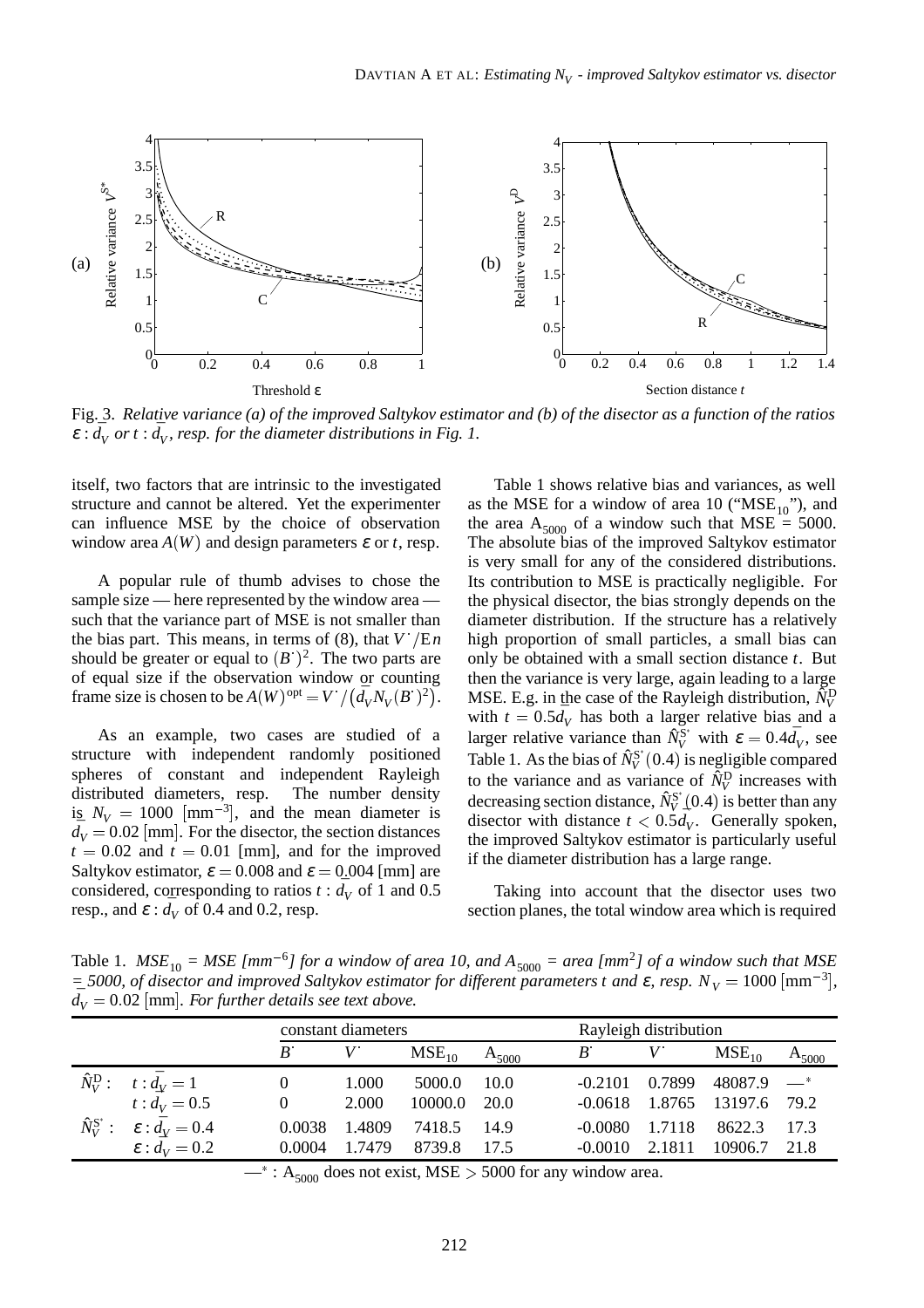Fig. 3. *Relative variance (a) of the improved Saltykov estimator and (b) of the disector as a function of the ratios $\varepsilon : \bar{d}_V$ or $t : \bar{d}_V$, resp. for the diameter distributions in Fig. 1.*

itself, two factors that are intrinsic to the investigated structure and cannot be altered. Yet the experimenter can influence MSE by the choice of observation window area $A(W)$ and design parameters $\varepsilon$ or $t$, resp.

A popular rule of thumb advises to chose the sample size — here represented by the window area — such that the variance part of MSE is not smaller than the bias part. This means, in terms of (8), that $V^{\cdot}/\mathrm{E}n$ should be greater or equal to $(B^{\cdot})^2$. The two parts are of equal size if the observation window or counting frame size is chosen to be $A(W)^{\mathrm{opt}} = V^{\cdot}/\left(\bar{d}_V N_V (B^{\cdot})^2\right)$.

As an example, two cases are studied of a structure with independent randomly positioned spheres of constant and independent Rayleigh distributed diameters, resp. The number density is $N_V = 1000$ [mm$^{-3}$], and the mean diameter is $\bar{d}_V = 0.02$ [mm]. For the disector, the section distances $t = 0.02$ and $t = 0.01$ [mm], and for the improved Saltykov estimator, $\varepsilon = 0.008$ and $\varepsilon = 0.004$ [mm] are considered, corresponding to ratios $t : \bar{d}_V$ of 1 and 0.5 resp., and $\varepsilon : \bar{d}_V$ of 0.4 and 0.2, resp.

Table 1 shows relative bias and variances, as well as the MSE for a window of area 10 ("$\mathrm{MSE}_{10}$"), and the area $\mathrm{A}_{5000}$ of a window such that MSE = 5000. The absolute bias of the improved Saltykov estimator is very small for any of the considered distributions. Its contribution to MSE is practically negligible. For the physical disector, the bias strongly depends on the diameter distribution. If the structure has a relatively high proportion of small particles, a small bias can only be obtained with a small section distance $t$. But then the variance is very large, again leading to a large MSE. E.g. in the case of the Rayleigh distribution, $\hat{N}_V^{\mathrm{D}}$ with $t = 0.5\bar{d}_V$ has both a larger relative bias and a larger relative variance than $\hat{N}_V^{\mathrm{S}^*}$ with $\varepsilon = 0.4\bar{d}_V$, see Table 1. As the bias of $\hat{N}_V^{\mathrm{S}^*}(0.4)$ is negligible compared to the variance and as variance of $\hat{N}_V^{\mathrm{D}}$ increases with decreasing section distance, $\hat{N}_V^{\mathrm{S}^*}(0.4)$ is better than any disector with distance $t < 0.5\bar{d}_V$. Generally spoken, the improved Saltykov estimator is particularly useful if the diameter distribution has a large range.

Taking into account that the disector uses two section planes, the total window area which is required

Table 1. *$\mathrm{MSE}_{10}$ = MSE [mm$^{-6}$] for a window of area 10, and $\mathrm{A}_{5000}$ = area [mm$^2$] of a window such that MSE = 5000, of disector and improved Saltykov estimator for different parameters t and $\varepsilon$, resp. $N_V = 1000$ [mm$^{-3}$], $\bar{d}_V = 0.02$ [mm]. For further details see text above.*

| | | constant diameters | | | | Rayleigh distribution | | | |
|---|---|---|---|---|---|---|---|---|---|
| | | $B^{\cdot}$ | $V^{\cdot}$ | $\mathrm{MSE}_{10}$ | $\mathrm{A}_{5000}$ | $B^{\cdot}$ | $V^{\cdot}$ | $\mathrm{MSE}_{10}$ | $\mathrm{A}_{5000}$ |
| $\hat{N}_V^{\mathrm{D}}$: | $t : \bar{d}_V = 1$ | 0 | 1.000 | 5000.0 | 10.0 | -0.2101 | 0.7899 | 48087.9 | —* |
| | $t : \bar{d}_V = 0.5$ | 0 | 2.000 | 10000.0 | 20.0 | -0.0618 | 1.8765 | 13197.6 | 79.2 |
| $\hat{N}_V^{\mathrm{S}^*}$: | $\varepsilon : \bar{d}_V = 0.4$ | 0.0038 | 1.4809 | 7418.5 | 14.9 | -0.0080 | 1.7118 | 8622.3 | 17.3 |
| | $\varepsilon : \bar{d}_V = 0.2$ | 0.0004 | 1.7479 | 8739.8 | 17.5 | -0.0010 | 2.1811 | 10906.7 | 21.8 |

—* : $\mathrm{A}_{5000}$ does not exist, MSE $> 5000$ for any window area.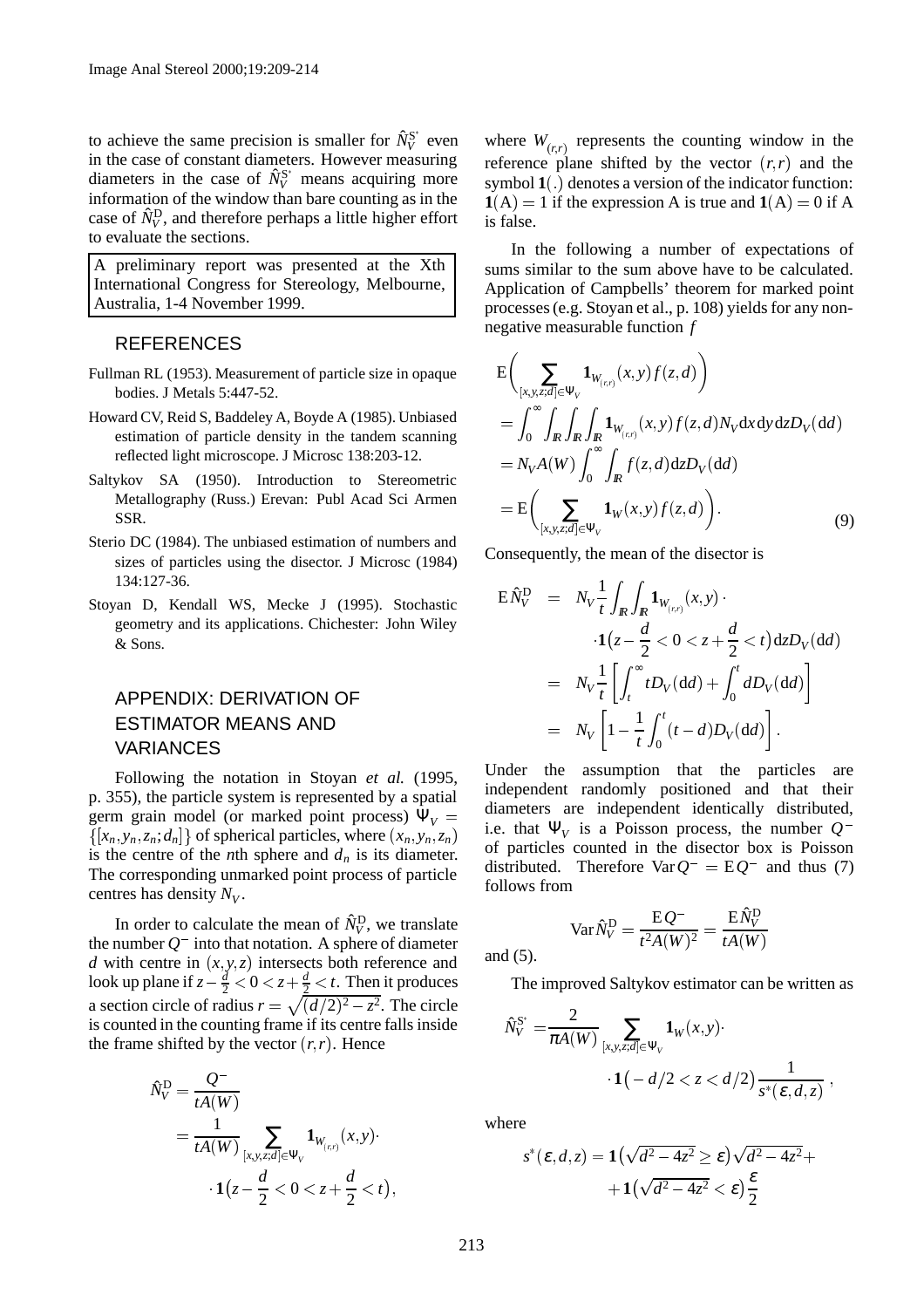to achieve the same precision is smaller for $\hat{N}_V^{S^*}$ even in the case of constant diameters. However measuring diameters in the case of $\hat{N}_V^{S^*}$ means acquiring more information of the window than bare counting as in the case of $\hat{N}_V^{D}$, and therefore perhaps a little higher effort to evaluate the sections.

A preliminary report was presented at the Xth International Congress for Stereology, Melbourne, Australia, 1-4 November 1999.

## REFERENCES

Fullman RL (1953). Measurement of particle size in opaque bodies. J Metals 5:447-52.

Howard CV, Reid S, Baddeley A, Boyde A (1985). Unbiased estimation of particle density in the tandem scanning reflected light microscope. J Microsc 138:203-12.

Saltykov SA (1950). Introduction to Stereometric Metallography (Russ.) Erevan: Publ Acad Sci Armen SSR.

Sterio DC (1984). The unbiased estimation of numbers and sizes of particles using the disector. J Microsc (1984) 134:127-36.

Stoyan D, Kendall WS, Mecke J (1995). Stochastic geometry and its applications. Chichester: John Wiley & Sons.

## APPENDIX: DERIVATION OF ESTIMATOR MEANS AND VARIANCES

Following the notation in Stoyan *et al.* (1995, p. 355), the particle system is represented by a spatial germ grain model (or marked point process) $\Psi_V = \{[x_n, y_n, z_n; d_n]\}$ of spherical particles, where $(x_n, y_n, z_n)$ is the centre of the $n$th sphere and $d_n$ is its diameter. The corresponding unmarked point process of particle centres has density $N_V$.

In order to calculate the mean of $\hat{N}_V^{D}$, we translate the number $Q^-$ into that notation. A sphere of diameter $d$ with centre in $(x, y, z)$ intersects both reference and look up plane if $z - \frac{d}{2} < 0 < z + \frac{d}{2} < t$. Then it produces a section circle of radius $r = \sqrt{(d/2)^2 - z^2}$. The circle is counted in the counting frame if its centre falls inside the frame shifted by the vector $(r, r)$. Hence

$$
\begin{aligned}
\hat{N}_V^{D} &= \frac{Q^-}{tA(W)} \\
&= \frac{1}{tA(W)} \sum_{[x,y,z;d] \in \Psi_V} \mathbf{1}_{W_{(r,r)}}(x,y) \cdot \\
&\quad \cdot \mathbf{1}\big(z - \frac{d}{2} < 0 < z + \frac{d}{2} < t\big),
\end{aligned}
$$

where $W_{(r,r)}$ represents the counting window in the reference plane shifted by the vector $(r, r)$ and the symbol $\mathbf{1}(.)$ denotes a version of the indicator function: $\mathbf{1}(\mathrm{A}) = 1$ if the expression A is true and $\mathbf{1}(\mathrm{A}) = 0$ if A is false.

In the following a number of expectations of sums similar to the sum above have to be calculated. Application of Campbells' theorem for marked point processes (e.g. Stoyan et al., p. 108) yields for any non-negative measurable function $f$

$$
\begin{aligned}
&\mathrm{E}\bigg( \sum_{[x,y,z;d] \in \Psi_V} \mathbf{1}_{W_{(r,r)}}(x,y) f(z,d) \bigg) \\
&= \int_0^\infty \int_{\mathbb{R}} \int_{\mathbb{R}} \int_{\mathbb{R}} \mathbf{1}_{W_{(r,r)}}(x,y) f(z,d) N_V \mathrm{d}x\, \mathrm{d}y\, \mathrm{d}z D_V(\mathrm{d}d) \\
&= N_V A(W) \int_0^\infty \int_{\mathbb{R}} f(z,d) \mathrm{d}z D_V(\mathrm{d}d) \\
&= \mathrm{E}\bigg( \sum_{[x,y,z;d] \in \Psi_V} \mathbf{1}_W(x,y) f(z,d) \bigg).
\end{aligned}
\tag{9}
$$

Consequently, the mean of the disector is

$$
\begin{aligned}
\mathrm{E}\,\hat{N}_V^{D} &= N_V \frac{1}{t} \int_{\mathbb{R}} \int_{\mathbb{R}} \mathbf{1}_{W_{(r,r)}}(x,y) \cdot \\
&\quad \cdot \mathbf{1}\big(z - \frac{d}{2} < 0 < z + \frac{d}{2} < t\big) \mathrm{d}z D_V(\mathrm{d}d) \\
&= N_V \frac{1}{t} \left[ \int_t^\infty t D_V(\mathrm{d}d) + \int_0^t d D_V(\mathrm{d}d) \right] \\
&= N_V \left[ 1 - \frac{1}{t} \int_0^t (t - d) D_V(\mathrm{d}d) \right].
\end{aligned}
$$

Under the assumption that the particles are independent randomly positioned and that their diameters are independent identically distributed, i.e. that $\Psi_V$ is a Poisson process, the number $Q^-$ of particles counted in the disector box is Poisson distributed. Therefore $\mathrm{Var}\, Q^- = \mathrm{E}\, Q^-$ and thus (7) follows from

$$
\mathrm{Var}\,\hat{N}_V^{D} = \frac{\mathrm{E}\, Q^-}{t^2 A(W)^2} = \frac{\mathrm{E}\,\hat{N}_V^{D}}{tA(W)}
$$

and (5).

The improved Saltykov estimator can be written as

$$
\begin{aligned}
\hat{N}_V^{S^*} = &\frac{2}{\pi A(W)} \sum_{[x,y,z;d] \in \Psi_V} \mathbf{1}_W(x,y) \cdot \\
&\cdot \mathbf{1}\big(-d/2 < z < d/2\big) \frac{1}{s^*(\varepsilon, d, z)},
\end{aligned}
$$

where

$$
\begin{aligned}
s^*(\varepsilon, d, z) = &\mathbf{1}\big(\sqrt{d^2 - 4z^2} \geq \varepsilon\big) \sqrt{d^2 - 4z^2} + \\
&+ \mathbf{1}\big(\sqrt{d^2 - 4z^2} < \varepsilon\big) \frac{\varepsilon}{2}
\end{aligned}
$$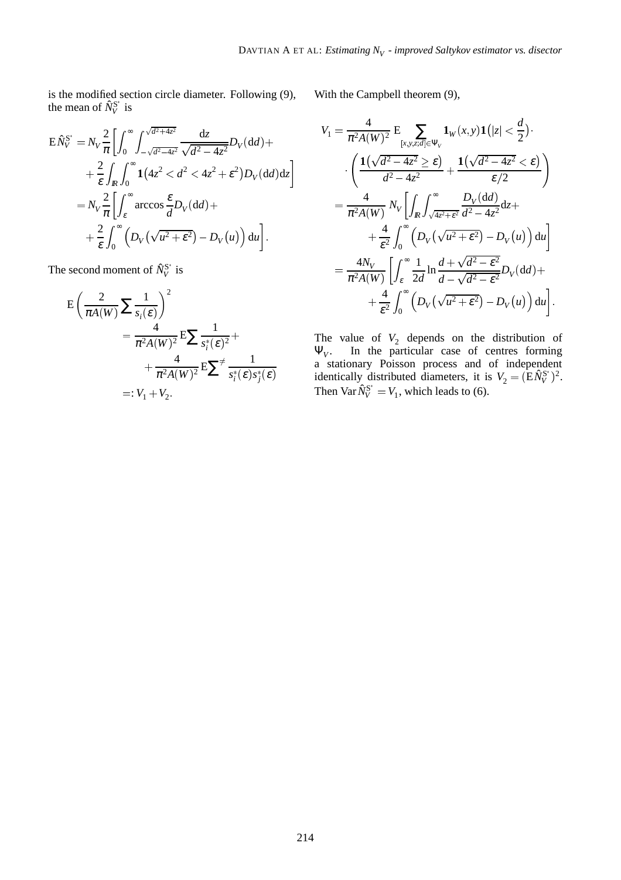is the modified section circle diameter. Following (9), the mean of $\hat{N}_V^{S^*}$ is

$$
\begin{aligned}
\mathrm{E}\,\hat{N}_V^{S^*} &= N_V \frac{2}{\pi}\Bigg[\int_0^\infty \int_{-\sqrt{d^2-4z^2}}^{\sqrt{d^2+4z^2}} \frac{\mathrm{d}z}{\sqrt{d^2-4z^2}} D_V(\mathrm{d}d) + \\
&\quad + \frac{2}{\varepsilon}\int_{\mathbb{R}}\int_0^\infty \mathbf{1}\big(4z^2 < d^2 < 4z^2+\varepsilon^2\big) D_V(\mathrm{d}d)\,\mathrm{d}z\Bigg] \\
&= N_V \frac{2}{\pi}\Bigg[\int_\varepsilon^\infty \arccos\frac{\varepsilon}{d} D_V(\mathrm{d}d) + \\
&\quad + \frac{2}{\varepsilon}\int_0^\infty \Big(D_V\big(\sqrt{u^2+\varepsilon^2}\big) - D_V\big(u\big)\Big)\,\mathrm{d}u\Bigg].
\end{aligned}
$$

The second moment of $\hat{N}_V^{S^*}$ is

$$
\begin{aligned}
\mathrm{E}\left(\frac{2}{\pi A(W)}\sum \frac{1}{s_i(\varepsilon)}\right)^2 &= \frac{4}{\pi^2 A(W)^2}\mathrm{E}\sum \frac{1}{s_i^*(\varepsilon)^2} + \\
&\quad + \frac{4}{\pi^2 A(W)^2}\mathrm{E}\sum\nolimits^{\neq} \frac{1}{s_i^*(\varepsilon) s_j^*(\varepsilon)} \\
&=: V_1 + V_2.
\end{aligned}
$$

With the Campbell theorem (9),

$$
\begin{aligned}
V_1 &= \frac{4}{\pi^2 A(W)^2}\,\mathrm{E}\sum_{[x,y,z;d]\in\Psi_V} \mathbf{1}_W(x,y)\mathbf{1}\big(|z| < \frac{d}{2}\big)\cdot \\
&\quad \cdot\left(\frac{\mathbf{1}\big(\sqrt{d^2-4z^2} \geq \varepsilon\big)}{d^2-4z^2} + \frac{\mathbf{1}\big(\sqrt{d^2-4z^2} < \varepsilon\big)}{\varepsilon/2}\right) \\
&= \frac{4}{\pi^2 A(W)}\,N_V\Bigg[\int_{\mathbb{R}}\int_{\sqrt{4z^2+\varepsilon^2}}^\infty \frac{D_V(\mathrm{d}d)}{d^2-4z^2}\mathrm{d}z + \\
&\quad + \frac{4}{\varepsilon^2}\int_0^\infty \Big(D_V\big(\sqrt{u^2+\varepsilon^2}\big) - D_V\big(u\big)\Big)\,\mathrm{d}u\Bigg] \\
&= \frac{4N_V}{\pi^2 A(W)}\Bigg[\int_\varepsilon^\infty \frac{1}{2d}\ln\frac{d+\sqrt{d^2-\varepsilon^2}}{d-\sqrt{d^2-\varepsilon^2}} D_V(\mathrm{d}d) + \\
&\quad + \frac{4}{\varepsilon^2}\int_0^\infty \Big(D_V\big(\sqrt{u^2+\varepsilon^2}\big) - D_V\big(u\big)\Big)\,\mathrm{d}u\Bigg].
\end{aligned}
$$

The value of $V_2$ depends on the distribution of $\Psi_V$. In the particular case of centres forming a stationary Poisson process and of independent identically distributed diameters, it is $V_2 = (\mathrm{E}\,\hat{N}_V^{S^*})^2$. Then $\mathrm{Var}\,\hat{N}_V^{S^*} = V_1$, which leads to (6).